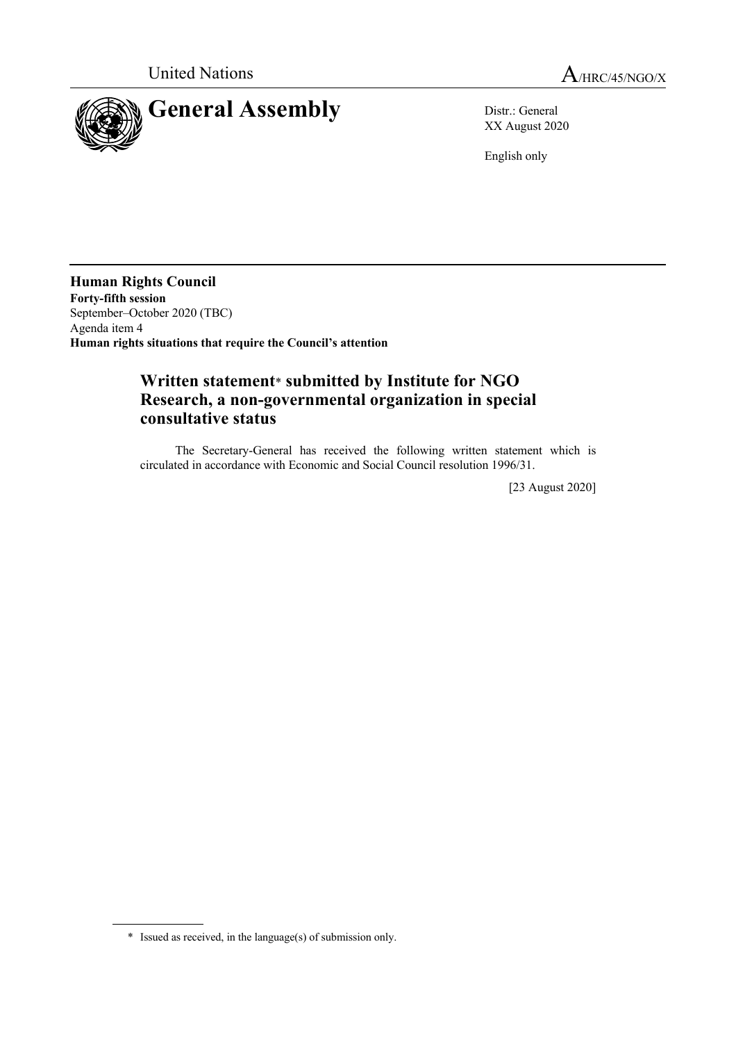United Nations A/HRC/45/NGO/X

# General Assembly

Distr.: General
XX August 2020

English only

**Human Rights Council**
**Forty-fifth session**
September–October 2020 (TBC)
Agenda item 4
**Human rights situations that require the Council's attention**

## Written statement* submitted by Institute for NGO Research, a non-governmental organization in special consultative status

The Secretary-General has received the following written statement which is circulated in accordance with Economic and Social Council resolution 1996/31.

[23 August 2020]

\* Issued as received, in the language(s) of submission only.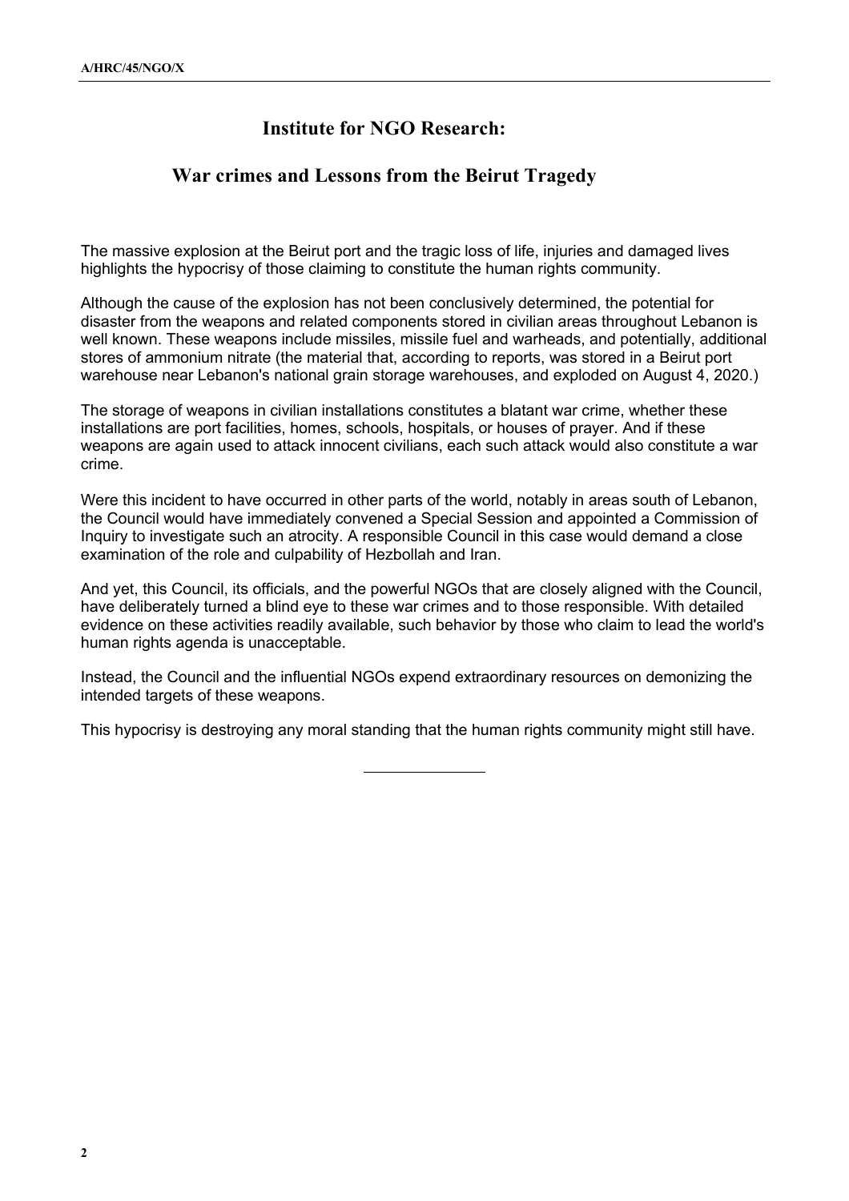## Institute for NGO Research:

## War crimes and Lessons from the Beirut Tragedy

The massive explosion at the Beirut port and the tragic loss of life, injuries and damaged lives highlights the hypocrisy of those claiming to constitute the human rights community.

Although the cause of the explosion has not been conclusively determined, the potential for disaster from the weapons and related components stored in civilian areas throughout Lebanon is well known. These weapons include missiles, missile fuel and warheads, and potentially, additional stores of ammonium nitrate (the material that, according to reports, was stored in a Beirut port warehouse near Lebanon's national grain storage warehouses, and exploded on August 4, 2020.)

The storage of weapons in civilian installations constitutes a blatant war crime, whether these installations are port facilities, homes, schools, hospitals, or houses of prayer. And if these weapons are again used to attack innocent civilians, each such attack would also constitute a war crime.

Were this incident to have occurred in other parts of the world, notably in areas south of Lebanon, the Council would have immediately convened a Special Session and appointed a Commission of Inquiry to investigate such an atrocity. A responsible Council in this case would demand a close examination of the role and culpability of Hezbollah and Iran.

And yet, this Council, its officials, and the powerful NGOs that are closely aligned with the Council, have deliberately turned a blind eye to these war crimes and to those responsible. With detailed evidence on these activities readily available, such behavior by those who claim to lead the world's human rights agenda is unacceptable.

Instead, the Council and the influential NGOs expend extraordinary resources on demonizing the intended targets of these weapons.

This hypocrisy is destroying any moral standing that the human rights community might still have.